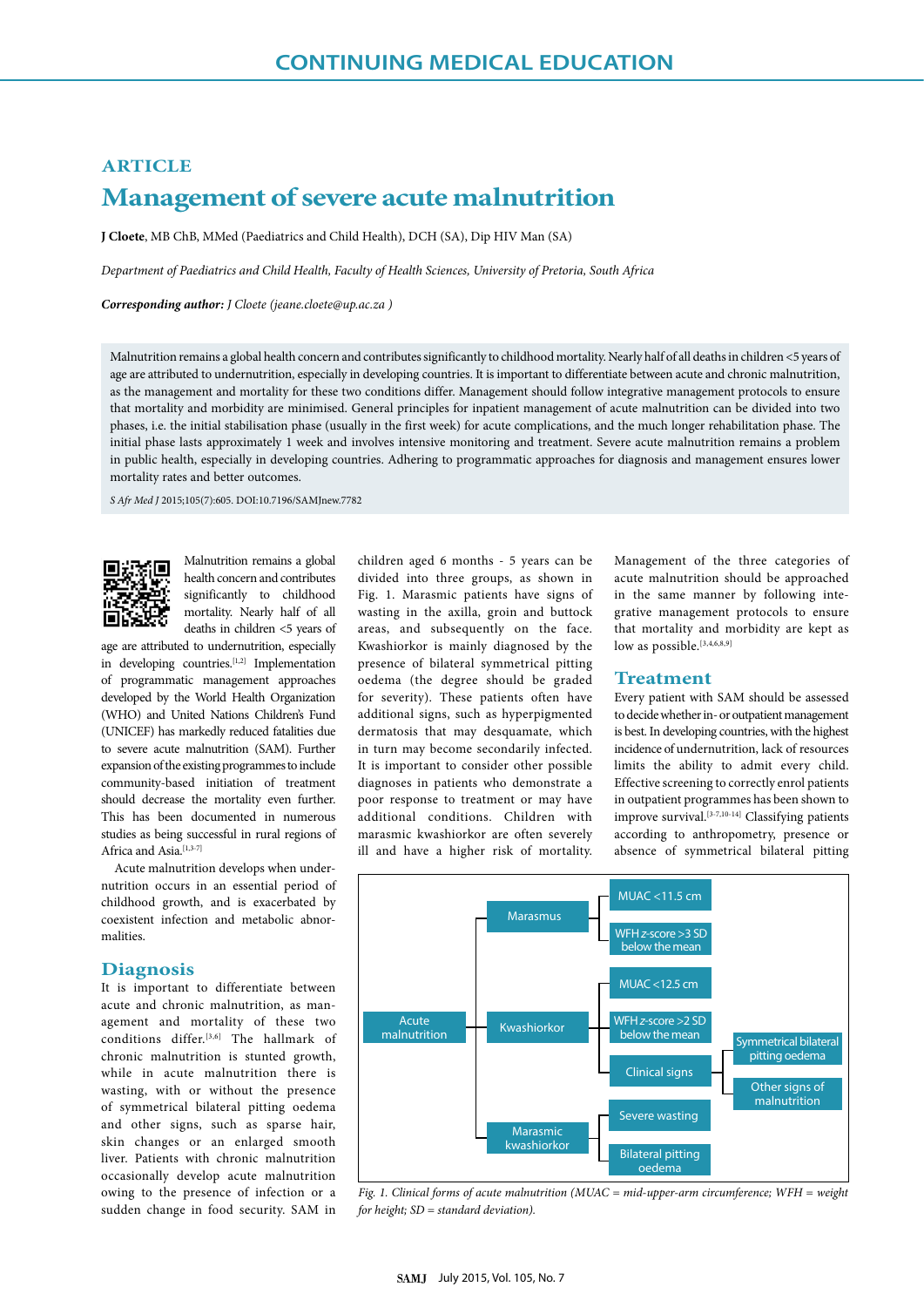CONTINUING MEDICAL EDUCATION

ARTICLE

# Management of severe acute malnutrition

**J Cloete**, MB ChB, MMed (Paediatrics and Child Health), DCH (SA), Dip HIV Man (SA)

*Department of Paediatrics and Child Health, Faculty of Health Sciences, University of Pretoria, South Africa*

***Corresponding author:*** *J Cloete (jeane.cloete@up.ac.za )*

Malnutrition remains a global health concern and contributes significantly to childhood mortality. Nearly half of all deaths in children <5 years of age are attributed to undernutrition, especially in developing countries. It is important to differentiate between acute and chronic malnutrition, as the management and mortality for these two conditions differ. Management should follow integrative management protocols to ensure that mortality and morbidity are minimised. General principles for inpatient management of acute malnutrition can be divided into two phases, i.e. the initial stabilisation phase (usually in the first week) for acute complications, and the much longer rehabilitation phase. The initial phase lasts approximately 1 week and involves intensive monitoring and treatment. Severe acute malnutrition remains a problem in public health, especially in developing countries. Adhering to programmatic approaches for diagnosis and management ensures lower mortality rates and better outcomes.

*S Afr Med J* 2015;105(7):605. DOI:10.7196/SAMJnew.7782

Malnutrition remains a global health concern and contributes significantly to childhood mortality. Nearly half of all deaths in children <5 years of age are attributed to undernutrition, especially in developing countries.[1,2] Implementation of programmatic management approaches developed by the World Health Organization (WHO) and United Nations Children's Fund (UNICEF) has markedly reduced fatalities due to severe acute malnutrition (SAM). Further expansion of the existing programmes to include community-based initiation of treatment should decrease the mortality even further. This has been documented in numerous studies as being successful in rural regions of Africa and Asia.[1,3-7]

Acute malnutrition develops when undernutrition occurs in an essential period of childhood growth, and is exacerbated by coexistent infection and metabolic abnormalities.

## Diagnosis

It is important to differentiate between acute and chronic malnutrition, as management and mortality of these two conditions differ.[3,6] The hallmark of chronic malnutrition is stunted growth, while in acute malnutrition there is wasting, with or without the presence of symmetrical bilateral pitting oedema and other signs, such as sparse hair, skin changes or an enlarged smooth liver. Patients with chronic malnutrition occasionally develop acute malnutrition owing to the presence of infection or a sudden change in food security. SAM in children aged 6 months - 5 years can be divided into three groups, as shown in Fig. 1. Marasmic patients have signs of wasting in the axilla, groin and buttock areas, and subsequently on the face. Kwashiorkor is mainly diagnosed by the presence of bilateral symmetrical pitting oedema (the degree should be graded for severity). These patients often have additional signs, such as hyperpigmented dermatosis that may desquamate, which in turn may become secondarily infected. It is important to consider other possible diagnoses in patients who demonstrate a poor response to treatment or may have additional conditions. Children with marasmic kwashiorkor are often severely ill and have a higher risk of mortality. Management of the three categories of acute malnutrition should be approached in the same manner by following integrative management protocols to ensure that mortality and morbidity are kept as low as possible.[3,4,6,8,9]

## Treatment

Every patient with SAM should be assessed to decide whether in- or outpatient management is best. In developing countries, with the highest incidence of undernutrition, lack of resources limits the ability to admit every child. Effective screening to correctly enrol patients in outpatient programmes has been shown to improve survival.[3-7,10-14] Classifying patients according to anthropometry, presence or absence of symmetrical bilateral pitting

- Acute malnutrition
  - Marasmus
    - MUAC <11.5 cm
    - WFH *z*-score >3 SD below the mean
  - Kwashiorkor
    - MUAC <12.5 cm
    - WFH *z*-score >2 SD below the mean
    - Clinical signs
      - Symmetrical bilateral pitting oedema
      - Other signs of malnutrition
  - Marasmic kwashiorkor
    - Severe wasting
    - Bilateral pitting oedema

*Fig. 1. Clinical forms of acute malnutrition (MUAC = mid-upper-arm circumference; WFH = weight for height; SD = standard deviation).*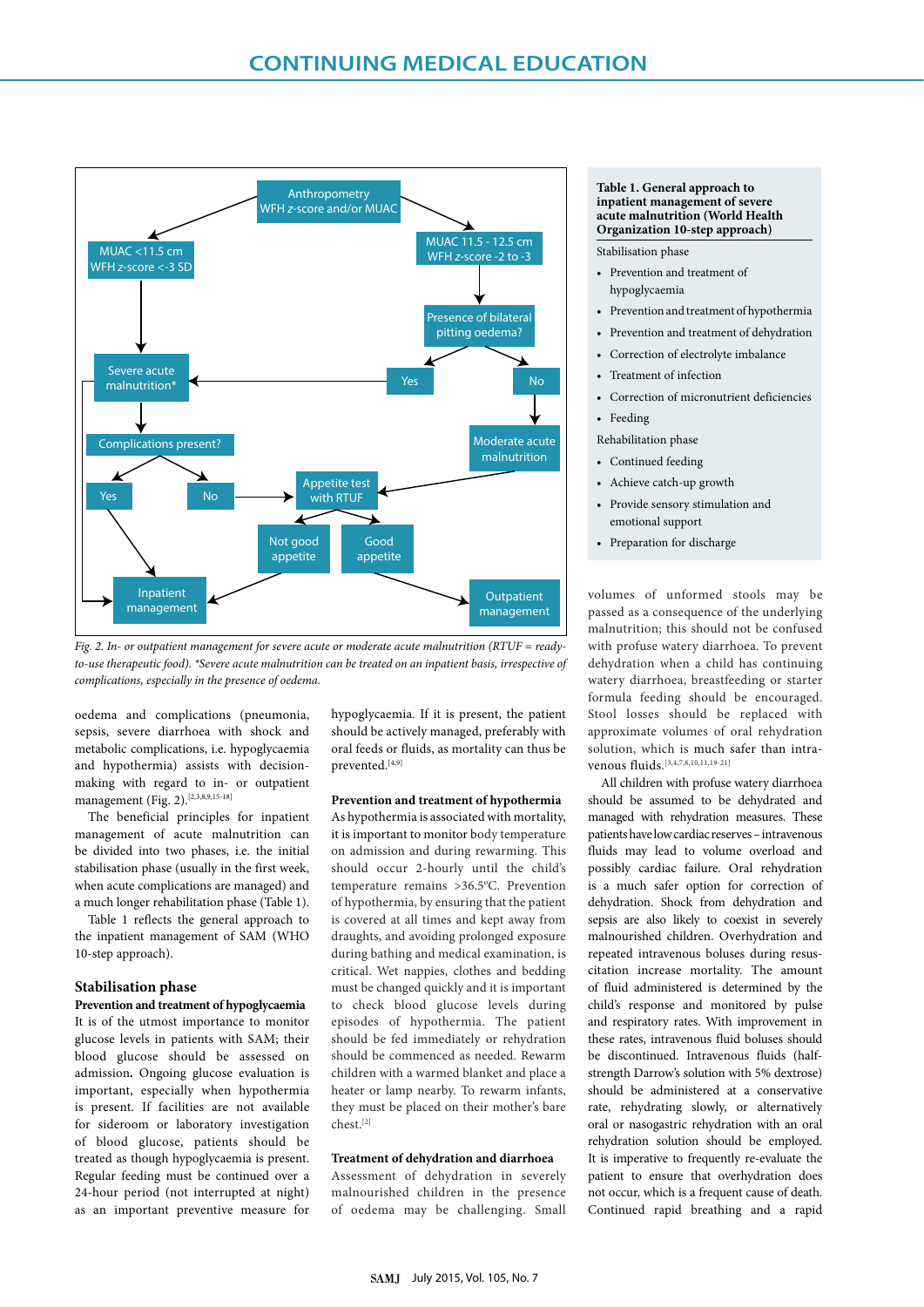*Fig. 2. In- or outpatient management for severe acute or moderate acute malnutrition (RTUF = ready-to-use therapeutic food). \*Severe acute malnutrition can be treated on an inpatient basis, irrespective of complications, especially in the presence of oedema.*

oedema and complications (pneumonia, sepsis, severe diarrhoea with shock and metabolic complications, i.e. hypoglycaemia and hypothermia) assists with decision-making with regard to in- or outpatient management (Fig. 2).[2,3,8,9,15-18]

The beneficial principles for inpatient management of acute malnutrition can be divided into two phases, i.e. the initial stabilisation phase (usually in the first week, when acute complications are managed) and a much longer rehabilitation phase (Table 1).

Table 1 reflects the general approach to the inpatient management of SAM (WHO 10-step approach).

**Table 1. General approach to inpatient management of severe acute malnutrition (World Health Organization 10-step approach)**

Stabilisation phase

- Prevention and treatment of hypoglycaemia
- Prevention and treatment of hypothermia
- Prevention and treatment of dehydration
- Correction of electrolyte imbalance
- Treatment of infection
- Correction of micronutrient deficiencies
- Feeding

Rehabilitation phase

- Continued feeding
- Achieve catch-up growth
- Provide sensory stimulation and emotional support
- Preparation for discharge

## Stabilisation phase

### Prevention and treatment of hypoglycaemia

It is of the utmost importance to monitor glucose levels in patients with SAM; their blood glucose should be assessed on admission. Ongoing glucose evaluation is important, especially when hypothermia is present. If facilities are not available for sideroom or laboratory investigation of blood glucose, patients should be treated as though hypoglycaemia is present. Regular feeding must be continued over a 24-hour period (not interrupted at night) as an important preventive measure for hypoglycaemia. If it is present, the patient should be actively managed, preferably with oral feeds or fluids, as mortality can thus be prevented.[4,9]

### Prevention and treatment of hypothermia

As hypothermia is associated with mortality, it is important to monitor body temperature on admission and during rewarming. This should occur 2-hourly until the child's temperature remains >36.5°C. Prevention of hypothermia, by ensuring that the patient is covered at all times and kept away from draughts, and avoiding prolonged exposure during bathing and medical examination, is critical. Wet nappies, clothes and bedding must be changed quickly and it is important to check blood glucose levels during episodes of hypothermia. The patient should be fed immediately or rehydration should be commenced as needed. Rewarm children with a warmed blanket and place a heater or lamp nearby. To rewarm infants, they must be placed on their mother's bare chest.[2]

### Treatment of dehydration and diarrhoea

Assessment of dehydration in severely malnourished children in the presence of oedema may be challenging. Small volumes of unformed stools may be passed as a consequence of the underlying malnutrition; this should not be confused with profuse watery diarrhoea. To prevent dehydration when a child has continuing watery diarrhoea, breastfeeding or starter formula feeding should be encouraged. Stool losses should be replaced with approximate volumes of oral rehydration solution, which is much safer than intravenous fluids.[3,4,7,8,10,11,19-21]

All children with profuse watery diarrhoea should be assumed to be dehydrated and managed with rehydration measures. These patients have low cardiac reserves – intravenous fluids may lead to volume overload and possibly cardiac failure. Oral rehydration is a much safer option for correction of dehydration. Shock from dehydration and sepsis are also likely to coexist in severely malnourished children. Overhydration and repeated intravenous boluses during resuscitation increase mortality. The amount of fluid administered is determined by the child's response and monitored by pulse and respiratory rates. With improvement in these rates, intravenous fluid boluses should be discontinued. Intravenous fluids (half-strength Darrow's solution with 5% dextrose) should be administered at a conservative rate, rehydrating slowly, or alternatively oral or nasogastric rehydration with an oral rehydration solution should be employed. It is imperative to frequently re-evaluate the patient to ensure that overhydration does not occur, which is a frequent cause of death. Continued rapid breathing and a rapid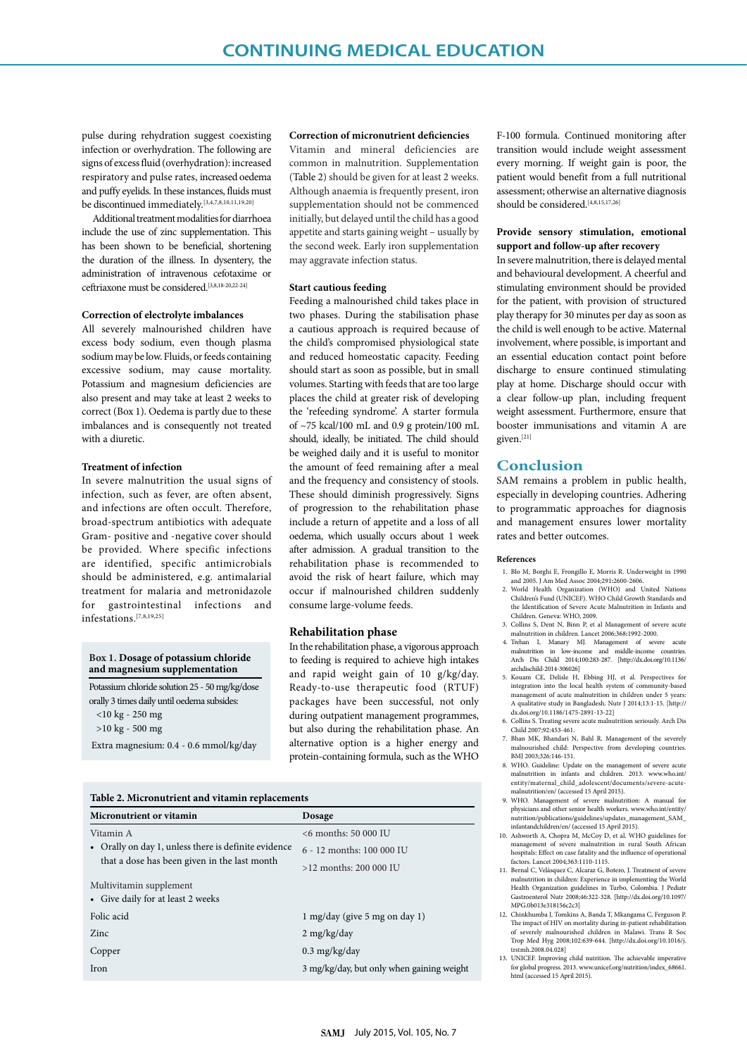pulse during rehydration suggest coexisting infection or overhydration. The following are signs of excess fluid (overhydration): increased respiratory and pulse rates, increased oedema and puffy eyelids. In these instances, fluids must be discontinued immediately.[3,4,7,8,10,11,19,20]

Additional treatment modalities for diarrhoea include the use of zinc supplementation. This has been shown to be beneficial, shortening the duration of the illness. In dysentery, the administration of intravenous cefotaxime or ceftriaxone must be considered.[3,8,18-20,22-24]

### Correction of electrolyte imbalances

All severely malnourished children have excess body sodium, even though plasma sodium may be low. Fluids, or feeds containing excessive sodium, may cause mortality. Potassium and magnesium deficiencies are also present and may take at least 2 weeks to correct (Box 1). Oedema is partly due to these imbalances and is consequently not treated with a diuretic.

### Treatment of infection

In severe malnutrition the usual signs of infection, such as fever, are often absent, and infections are often occult. Therefore, broad-spectrum antibiotics with adequate Gram- positive and -negative cover should be provided. Where specific infections are identified, specific antimicrobials should be administered, e.g. antimalarial treatment for malaria and metronidazole for gastrointestinal infections and infestations.[7,8,19,25]

**Box 1. Dosage of potassium chloride and magnesium supplementation**

Potassium chloride solution 25 - 50 mg/kg/dose orally 3 times daily until oedema subsides:
- <10 kg - 250 mg
- >10 kg - 500 mg

Extra magnesium: 0.4 - 0.6 mmol/kg/day

### Correction of micronutrient deficiencies

Vitamin and mineral deficiencies are common in malnutrition. Supplementation (Table 2) should be given for at least 2 weeks. Although anaemia is frequently present, iron supplementation should not be commenced initially, but delayed until the child has a good appetite and starts gaining weight – usually by the second week. Early iron supplementation may aggravate infection status.

### Start cautious feeding

Feeding a malnourished child takes place in two phases. During the stabilisation phase a cautious approach is required because of the child's compromised physiological state and reduced homeostatic capacity. Feeding should start as soon as possible, but in small volumes. Starting with feeds that are too large places the child at greater risk of developing the 'refeeding syndrome'. A starter formula of ~75 kcal/100 mL and 0.9 g protein/100 mL should, ideally, be initiated. The child should be weighed daily and it is useful to monitor the amount of feed remaining after a meal and the frequency and consistency of stools. These should diminish progressively. Signs of progression to the rehabilitation phase include a return of appetite and a loss of all oedema, which usually occurs about 1 week after admission. A gradual transition to the rehabilitation phase is recommended to avoid the risk of heart failure, which may occur if malnourished children suddenly consume large-volume feeds.

### Rehabilitation phase

In the rehabilitation phase, a vigorous approach to feeding is required to achieve high intakes and rapid weight gain of 10 g/kg/day. Ready-to-use therapeutic food (RTUF) packages have been successful, not only during outpatient management programmes, but also during the rehabilitation phase. An alternative option is a higher energy and protein-containing formula, such as the WHO F-100 formula. Continued monitoring after transition would include weight assessment every morning. If weight gain is poor, the patient would benefit from a full nutritional assessment; otherwise an alternative diagnosis should be considered.[4,8,15,17,26]

**Table 2. Micronutrient and vitamin replacements**

| Micronutrient or vitamin | Dosage |
|---|---|
| Vitamin A<br>• Orally on day 1, unless there is definite evidence that a dose has been given in the last month | <6 months: 50 000 IU<br>6 - 12 months: 100 000 IU<br>>12 months: 200 000 IU |
| Multivitamin supplement<br>• Give daily for at least 2 weeks | |
| Folic acid | 1 mg/day (give 5 mg on day 1) |
| Zinc | 2 mg/kg/day |
| Copper | 0.3 mg/kg/day |
| Iron | 3 mg/kg/day, but only when gaining weight |

### Provide sensory stimulation, emotional support and follow-up after recovery

In severe malnutrition, there is delayed mental and behavioural development. A cheerful and stimulating environment should be provided for the patient, with provision of structured play therapy for 30 minutes per day as soon as the child is well enough to be active. Maternal involvement, where possible, is important and an essential education contact point before discharge to ensure continued stimulating play at home. Discharge should occur with a clear follow-up plan, including frequent weight assessment. Furthermore, ensure that booster immunisations and vitamin A are given.[21]

## Conclusion

SAM remains a problem in public health, especially in developing countries. Adhering to programmatic approaches for diagnosis and management ensures lower mortality rates and better outcomes.

#### References

1. Blo M, Borghi E, Frongillo E, Morris R. Underweight in 1990 and 2005. J Am Med Assoc 2004;291:2600-2606.
2. World Health Organization (WHO) and United Nations Children's Fund (UNICEF). WHO Child Growth Standards and the Identification of Severe Acute Malnutrition in Infants and Children. Geneva: WHO, 2009.
3. Collins S, Dent N, Binn P, et al Management of severe acute malnutrition in children. Lancet 2006;368:1992-2000.
4. Trehan I, Manary MJ. Management of severe acute malnutrition in low-income and middle-income countries. Arch Dis Child 2014;100:283-287. [http://dx.doi.org/10.1136/archdischild-2014-306026]
5. Kouam CE, Delisle H, Ebbing HJ, et al. Perspectives for integration into the local health system of community-based management of acute malnutrition in children under 5 years: A qualitative study in Bangladesh. Nutr J 2014;13:1-15. [http://dx.doi.org/10.1186/1475-2891-13-22]
6. Collins S. Treating severe acute malnutrition seriously. Arch Dis Child 2007;92:453-461.
7. Bhan MK, Bhandari N, Bahl R. Management of the severely malnourished child: Perspective from developing countries. BMJ 2003;326:146-151.
8. WHO. Guideline: Update on the management of severe acute malnutrition in infants and children. 2013. www.who.int/entity/maternal_child_adolescent/documents/severe-acute-malnutrition/en/ (accessed 15 April 2015).
9. WHO. Management of severe malnutrition: A manual for physicians and other senior health workers. www.who.int/entity/nutrition/publications/guidelines/updates_management_SAM_infantandchildren/en/ (accessed 15 April 2015).
10. Ashworth A, Chopra M, McCoy D, et al. WHO guidelines for management of severe malnutrition in rural South African hospitals: Effect on case fatality and the influence of operational factors. Lancet 2004;363:1110-1115.
11. Bernal C, Velásquez C, Alcaraz G, Botero, J. Treatment of severe malnutrition in children: Experience in implementing the World Health Organization guidelines in Turbo, Colombia. J Pediatr Gastroenterol Nutr 2008;46:322-328. [http://dx.doi.org/10.1097/MPG.0b013e318156c2c3]
12. Chinkhumba J, Tomkins A, Banda T, Mkangama C, Ferguson P. The impact of HIV on mortality during in-patient rehabilitation of severely malnourished children in Malawi. Trans R Soc Trop Med Hyg 2008;102:639-644. [http://dx.doi.org/10.1016/j.trstmh.2008.04.028]
13. UNICEF. Improving child nutrition. The achievable imperative for global progress. 2013. www.unicef.org/nutrition/index_68661.html (accessed 15 April 2015).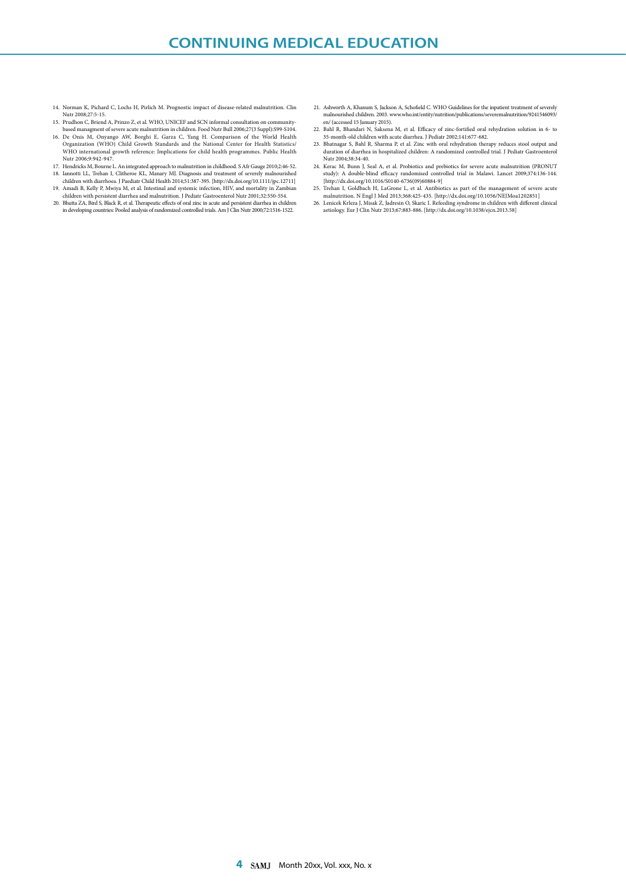14. Norman K, Pichard C, Lochs H, Pirlich M. Prognostic impact of disease-related malnutrition. Clin Nutr 2008;27:5-15.
15. Prudhon C, Briend A, Prinzo Z, et al. WHO, UNICEF and SCN informal consultation on community-based managment of severe acute malnutrition in children. Food Nutr Bull 2006;27(3 Suppl):S99-S104.
16. De Onis M, Onyango AW, Borghi E, Garza C, Yang H. Comparison of the World Health Organization (WHO) Child Growth Standards and the National Center for Health Statistics/WHO international growth reference: Implications for child health programmes. Public Health Nutr 2006;9:942-947.
17. Hendricks M, Bourne L. An integrated approach to malnutrition in childhood. S Afr Gauge 2010;2:46-52.
18. Iannotti LL, Trehan I, Clitheroe KL, Manary MJ. Diagnosis and treatment of severely malnourished children with diarrhoea. J Paediatr Child Health 2014;51:387-395. [http://dx.doi.org/10.1111/jpc.12711]
19. Amadi B, Kelly P, Mwiya M, et al. Intestinal and systemic infection, HIV, and mortality in Zambian children with persistent diarrhea and malnutrition. J Pediatr Gastroenterol Nutr 2001;32:550-554.
20. Bhutta ZA, Bird S, Black R, et al. Therapeutic effects of oral zinc in acute and persistent diarrhea in children in developing countries: Pooled analysis of randomized controlled trials. Am J Clin Nutr 2000;72:1516-1522.
21. Ashworth A, Khanum S, Jackson A, Schofield C. WHO Guidelines for the inpatient treatment of severely malnourished children. 2003. www.who.int/entity/nutrition/publications/severemalnutrition/9241546093/en/ (accessed 15 January 2015).
22. Bahl R, Bhandari N, Saksena M, et al. Efficacy of zinc-fortified oral rehydration solution in 6- to 35-month-old children with acute diarrhea. J Pediatr 2002;141:677-682.
23. Bhatnagar S, Bahl R, Sharma P, et al. Zinc with oral rehydration therapy reduces stool output and duration of diarrhea in hospitalized children: A randomized controlled trial. J Pediatr Gastroenterol Nutr 2004;38:34-40.
24. Kerac M, Bunn J, Seal A, et al. Probiotics and prebiotics for severe acute malnutrition (PRONUT study): A double-blind efficacy randomised controlled trial in Malawi. Lancet 2009;374:136-144. [http://dx.doi.org/10.1016/S0140-6736(09)60884-9]
25. Trehan I, Goldbach H, LaGrone L, et al. Antibiotics as part of the management of severe acute malnutrition. N Engl J Med 2013;368:425-435. [http://dx.doi.org/10.1056/NEJMoa1202851]
26. Lenicek Krleza J, Misak Z, Jadresin O, Skaric I. Refeeding syndrome in children with different clinical aetiology. Eur J Clin Nutr 2013;67:883-886. [http://dx.doi.org/10.1038/ejcn.2013.58]